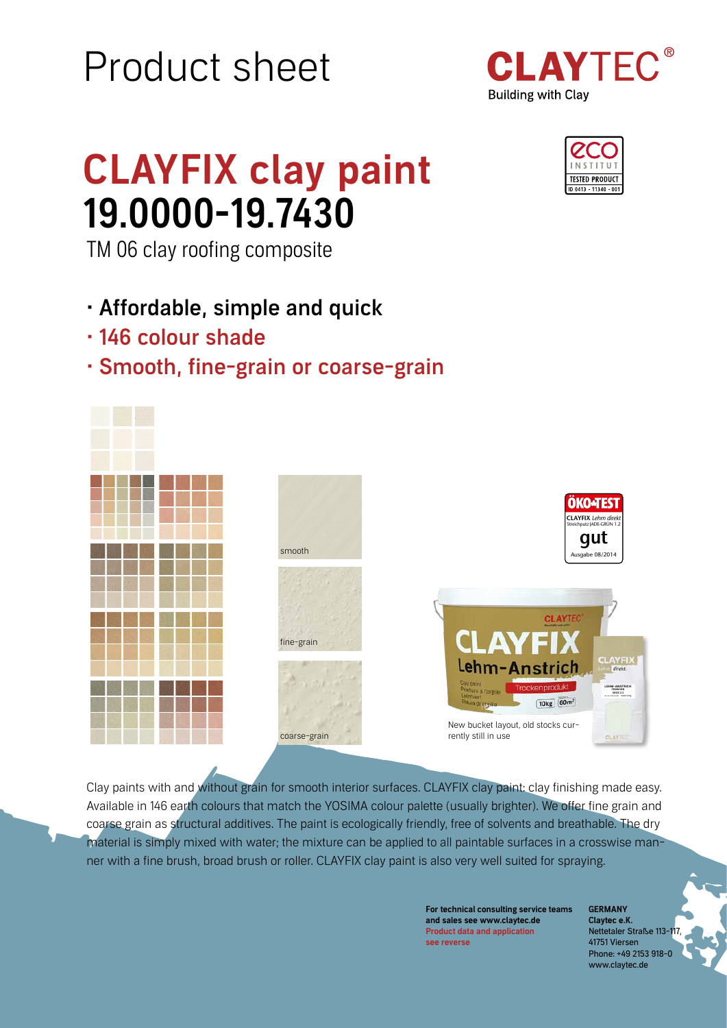# Product sheet

CLAYTEC®
Building with Clay

# CLAYFIX clay paint
## 19.0000-19.7430

TM 06 clay roofing composite

- Affordable, simple and quick
- 146 colour shade
- Smooth, fine-grain or coarse-grain

smooth

fine-grain

coarse-grain

New bucket layout, old stocks currently still in use

Clay paints with and without grain for smooth interior surfaces. CLAYFIX clay paint: clay finishing made easy. Available in 146 earth colours that match the YOSIMA colour palette (usually brighter). We offer fine grain and coarse grain as structural additives. The paint is ecologically friendly, free of solvents and breathable. The dry material is simply mixed with water; the mixture can be applied to all paintable surfaces in a crosswise manner with a fine brush, broad brush or roller. CLAYFIX clay paint is also very well suited for spraying.

**For technical consulting service teams and sales see www.claytec.de**
**Product data and application see reverse**

**GERMANY**
**Claytec e.K.**
Nettetaler Straße 113-117,
41751 Viersen
Phone: +49 2153 918-0
www.claytec.de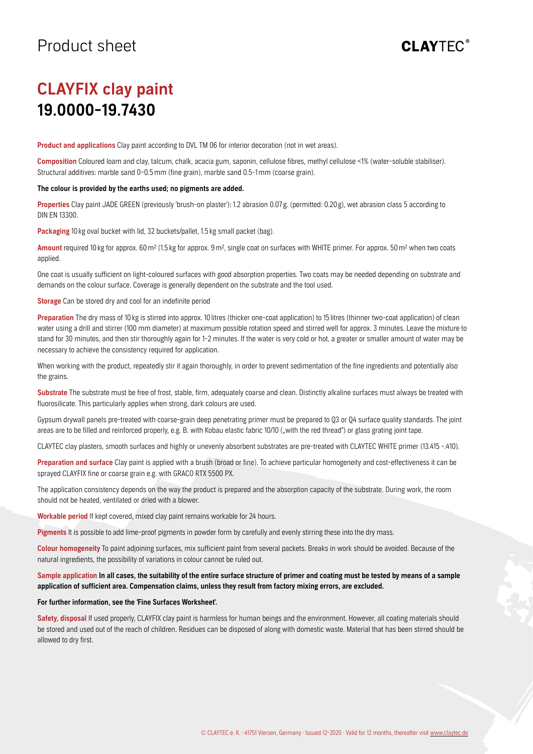Product sheet

**CLAYTEC®**

# CLAYFIX clay paint
## 19.0000-19.7430

**Product and applications** Clay paint according to DVL TM 06 for interior decoration (not in wet areas).

**Composition** Coloured loam and clay, talcum, chalk, acacia gum, saponin, cellulose fibres, methyl cellulose <1% (water-soluble stabiliser). Structural additives: marble sand 0–0.5 mm (fine grain), marble sand 0.5-1 mm (coarse grain).

**The colour is provided by the earths used; no pigments are added.**

**Properties** Clay paint JADE GREEN (previously 'brush-on plaster'): 1.2 abrasion 0.07 g. (permitted: 0.20 g), wet abrasion class 5 according to DIN EN 13300.

**Packaging** 10 kg oval bucket with lid, 32 buckets/pallet, 1.5 kg small packet (bag).

**Amount** required 10 kg for approx. 60 m² (1.5 kg for approx. 9 m², single coat on surfaces with WHITE primer. For approx. 50 m² when two coats applied.

One coat is usually sufficient on light-coloured surfaces with good absorption properties. Two coats may be needed depending on substrate and demands on the colour surface. Coverage is generally dependent on the substrate and the tool used.

**Storage** Can be stored dry and cool for an indefinite period

**Preparation** The dry mass of 10 kg is stirred into approx. 10 litres (thicker one-coat application) to 15 litres (thinner two-coat application) of clean water using a drill and stirrer (100 mm diameter) at maximum possible rotation speed and stirred well for approx. 3 minutes. Leave the mixture to stand for 30 minutes, and then stir thoroughly again for 1-2 minutes. If the water is very cold or hot, a greater or smaller amount of water may be necessary to achieve the consistency required for application.

When working with the product, repeatedly stir it again thoroughly, in order to prevent sedimentation of the fine ingredients and potentially also the grains.

**Substrate** The substrate must be free of frost, stable, firm, adequately coarse and clean. Distinctly alkaline surfaces must always be treated with fluorosilicate. This particularly applies when strong, dark colours are used.

Gypsum drywall panels pre-treated with coarse-grain deep penetrating primer must be prepared to Q3 or Q4 surface quality standards. The joint areas are to be filled and reinforced properly, e.g. B. with Kobau elastic fabric 10/10 („with the red thread") or glass grating joint tape.

CLAYTEC clay plasters, smooth surfaces and highly or unevenly absorbent substrates are pre-treated with CLAYTEC WHITE primer (13.415 -.410).

**Preparation and surface** Clay paint is applied with a brush (broad or fine). To achieve particular homogeneity and cost-effectiveness it can be sprayed CLAYFIX fine or coarse grain e.g. with GRACO RTX 5500 PX.

The application consistency depends on the way the product is prepared and the absorption capacity of the substrate. During work, the room should not be heated, ventilated or dried with a blower.

**Workable period** If kept covered, mixed clay paint remains workable for 24 hours.

**Pigments** It is possible to add lime-proof pigments in powder form by carefully and evenly stirring these into the dry mass.

**Colour homogeneity** To paint adjoining surfaces, mix sufficient paint from several packets. Breaks in work should be avoided. Because of the natural ingredients, the possibility of variations in colour cannot be ruled out.

**Sample application In all cases, the suitability of the entire surface structure of primer and coating must be tested by means of a sample application of sufficient area. Compensation claims, unless they result from factory mixing errors, are excluded.**

**For further information, see the 'Fine Surfaces Worksheet'.**

**Safety, disposal** If used properly, CLAYFIX clay paint is harmless for human beings and the environment. However, all coating materials should be stored and used out of the reach of children. Residues can be disposed of along with domestic waste. Material that has been stirred should be allowed to dry first.

© CLAYTEC e. K. · 41751 Viersen, Germany · Issued 12-2020 · Valid for 12 months, thereafter visit www.claytec.de